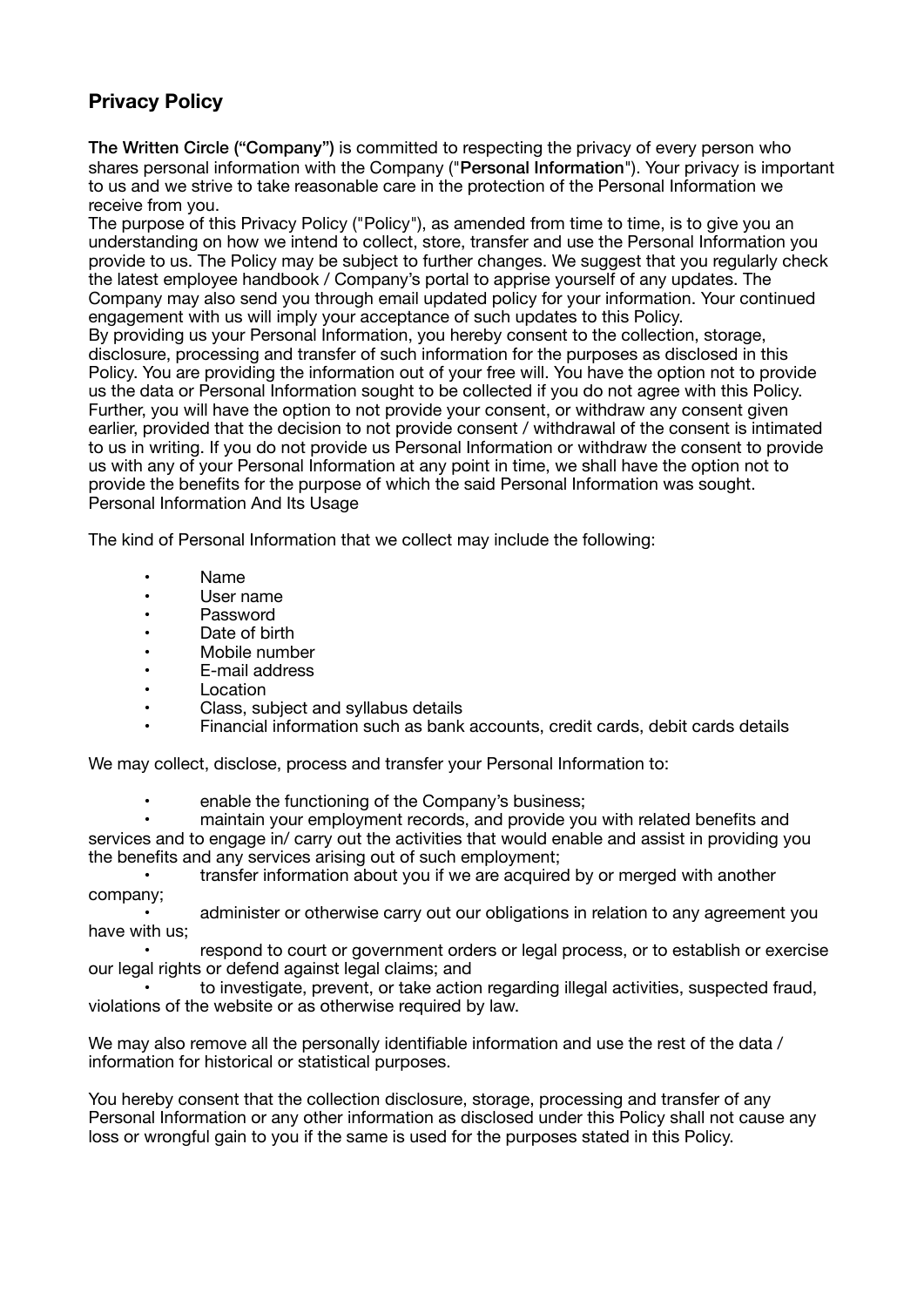## Privacy Policy

**The Written Circle ("Company")** is committed to respecting the privacy of every person who shares personal information with the Company ("**Personal Information**"). Your privacy is important to us and we strive to take reasonable care in the protection of the Personal Information we receive from you.

The purpose of this Privacy Policy ("Policy"), as amended from time to time, is to give you an understanding on how we intend to collect, store, transfer and use the Personal Information you provide to us. The Policy may be subject to further changes. We suggest that you regularly check the latest employee handbook / Company's portal to apprise yourself of any updates. The Company may also send you through email updated policy for your information. Your continued engagement with us will imply your acceptance of such updates to this Policy.

By providing us your Personal Information, you hereby consent to the collection, storage, disclosure, processing and transfer of such information for the purposes as disclosed in this Policy. You are providing the information out of your free will. You have the option not to provide us the data or Personal Information sought to be collected if you do not agree with this Policy. Further, you will have the option to not provide your consent, or withdraw any consent given earlier, provided that the decision to not provide consent / withdrawal of the consent is intimated to us in writing. If you do not provide us Personal Information or withdraw the consent to provide us with any of your Personal Information at any point in time, we shall have the option not to provide the benefits for the purpose of which the said Personal Information was sought.

Personal Information And Its Usage

The kind of Personal Information that we collect may include the following:

- Name
- User name
- Password
- Date of birth
- Mobile number
- E-mail address
- Location
- Class, subject and syllabus details
- Financial information such as bank accounts, credit cards, debit cards details

We may collect, disclose, process and transfer your Personal Information to:

- enable the functioning of the Company's business;
- maintain your employment records, and provide you with related benefits and services and to engage in/ carry out the activities that would enable and assist in providing you the benefits and any services arising out of such employment;
- transfer information about you if we are acquired by or merged with another company;
- administer or otherwise carry out our obligations in relation to any agreement you have with us;
- respond to court or government orders or legal process, or to establish or exercise our legal rights or defend against legal claims; and
- to investigate, prevent, or take action regarding illegal activities, suspected fraud, violations of the website or as otherwise required by law.

We may also remove all the personally identifiable information and use the rest of the data / information for historical or statistical purposes.

You hereby consent that the collection disclosure, storage, processing and transfer of any Personal Information or any other information as disclosed under this Policy shall not cause any loss or wrongful gain to you if the same is used for the purposes stated in this Policy.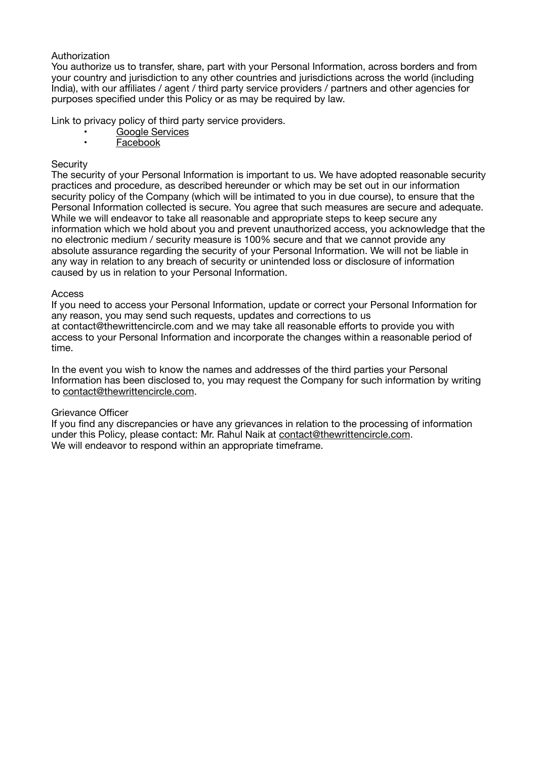## Authorization

You authorize us to transfer, share, part with your Personal Information, across borders and from your country and jurisdiction to any other countries and jurisdictions across the world (including India), with our affiliates / agent / third party service providers / partners and other agencies for purposes specified under this Policy or as may be required by law.

Link to privacy policy of third party service providers.

- Google Services
- Facebook

## Security

The security of your Personal Information is important to us. We have adopted reasonable security practices and procedure, as described hereunder or which may be set out in our information security policy of the Company (which will be intimated to you in due course), to ensure that the Personal Information collected is secure. You agree that such measures are secure and adequate. While we will endeavor to take all reasonable and appropriate steps to keep secure any information which we hold about you and prevent unauthorized access, you acknowledge that the no electronic medium / security measure is 100% secure and that we cannot provide any absolute assurance regarding the security of your Personal Information. We will not be liable in any way in relation to any breach of security or unintended loss or disclosure of information caused by us in relation to your Personal Information.

## Access

If you need to access your Personal Information, update or correct your Personal Information for any reason, you may send such requests, updates and corrections to us at contact@thewrittencircle.com and we may take all reasonable efforts to provide you with access to your Personal Information and incorporate the changes within a reasonable period of time.

In the event you wish to know the names and addresses of the third parties your Personal Information has been disclosed to, you may request the Company for such information by writing to contact@thewrittencircle.com.

## Grievance Officer

If you find any discrepancies or have any grievances in relation to the processing of information under this Policy, please contact: Mr. Rahul Naik at contact@thewrittencircle.com.
We will endeavor to respond within an appropriate timeframe.